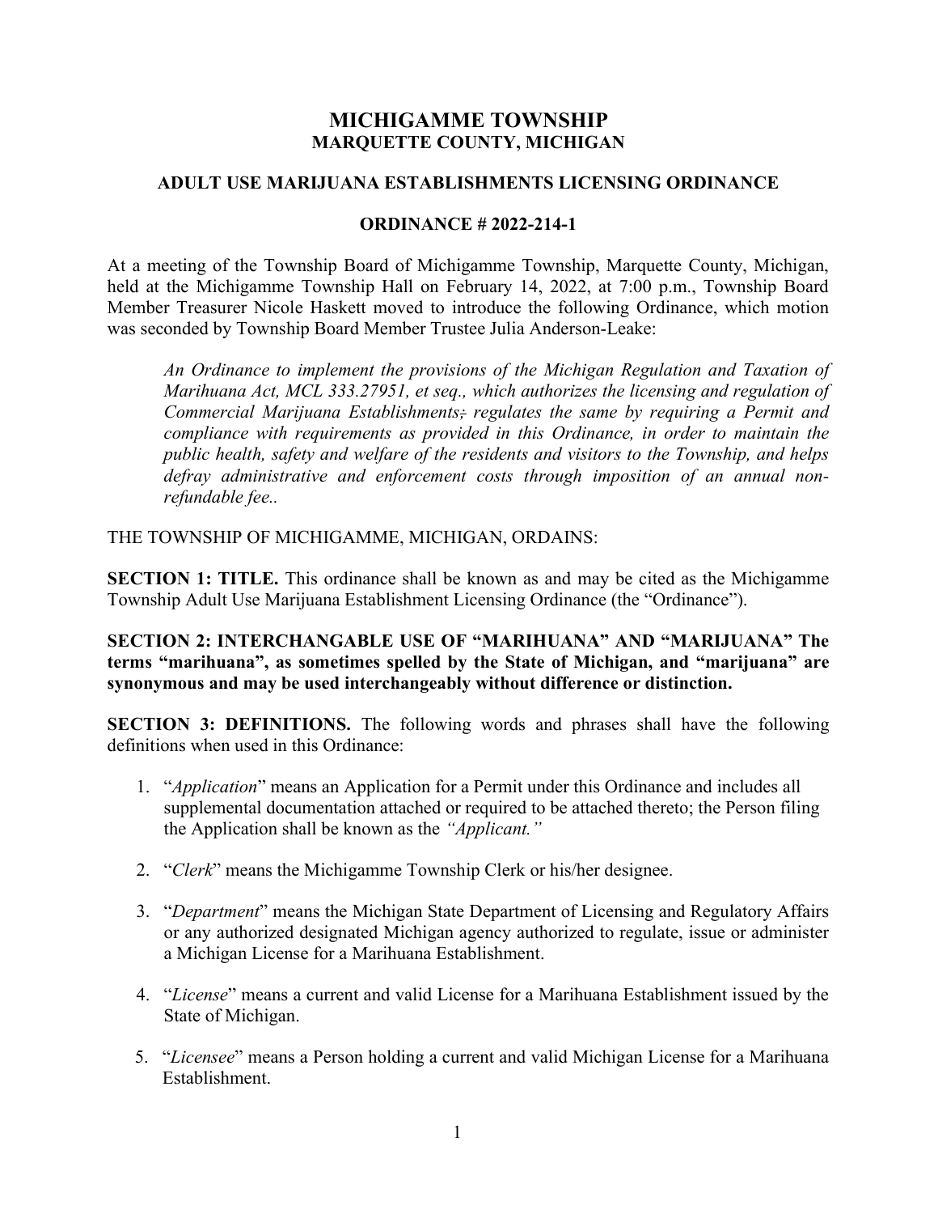# MICHIGAMME TOWNSHIP
## MARQUETTE COUNTY, MICHIGAN

### ADULT USE MARIJUANA ESTABLISHMENTS LICENSING ORDINANCE

### ORDINANCE # 2022-214-1

At a meeting of the Township Board of Michigamme Township, Marquette County, Michigan, held at the Michigamme Township Hall on February 14, 2022, at 7:00 p.m., Township Board Member Treasurer Nicole Haskett moved to introduce the following Ordinance, which motion was seconded by Township Board Member Trustee Julia Anderson-Leake:

> *An Ordinance to implement the provisions of the Michigan Regulation and Taxation of Marihuana Act, MCL 333.27951, et seq., which authorizes the licensing and regulation of Commercial Marijuana Establishments; regulates the same by requiring a Permit and compliance with requirements as provided in this Ordinance, in order to maintain the public health, safety and welfare of the residents and visitors to the Township, and helps defray administrative and enforcement costs through imposition of an annual non-refundable fee..*

THE TOWNSHIP OF MICHIGAMME, MICHIGAN, ORDAINS:

**SECTION 1: TITLE.** This ordinance shall be known as and may be cited as the Michigamme Township Adult Use Marijuana Establishment Licensing Ordinance (the "Ordinance").

**SECTION 2: INTERCHANGABLE USE OF "MARIHUANA" AND "MARIJUANA" The terms "marihuana", as sometimes spelled by the State of Michigan, and "marijuana" are synonymous and may be used interchangeably without difference or distinction.**

**SECTION 3: DEFINITIONS.** The following words and phrases shall have the following definitions when used in this Ordinance:

1. "*Application*" means an Application for a Permit under this Ordinance and includes all supplemental documentation attached or required to be attached thereto; the Person filing the Application shall be known as the *"Applicant."*

2. "*Clerk*" means the Michigamme Township Clerk or his/her designee.

3. "*Department*" means the Michigan State Department of Licensing and Regulatory Affairs or any authorized designated Michigan agency authorized to regulate, issue or administer a Michigan License for a Marihuana Establishment.

4. "*License*" means a current and valid License for a Marihuana Establishment issued by the State of Michigan.

5. "*Licensee*" means a Person holding a current and valid Michigan License for a Marihuana Establishment.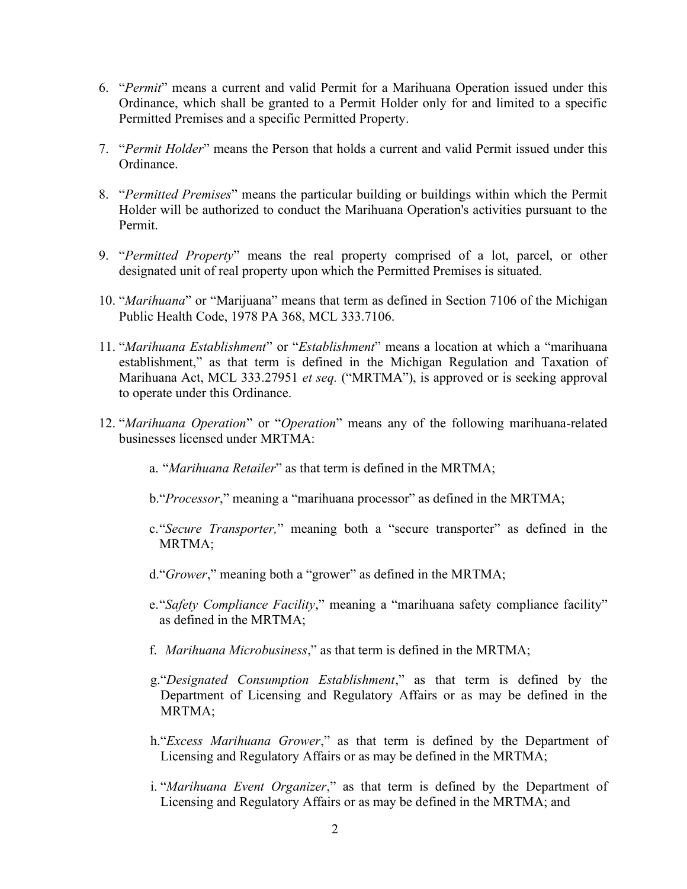6. "*Permit*" means a current and valid Permit for a Marihuana Operation issued under this Ordinance, which shall be granted to a Permit Holder only for and limited to a specific Permitted Premises and a specific Permitted Property.

7. "*Permit Holder*" means the Person that holds a current and valid Permit issued under this Ordinance.

8. "*Permitted Premises*" means the particular building or buildings within which the Permit Holder will be authorized to conduct the Marihuana Operation's activities pursuant to the Permit.

9. "*Permitted Property*" means the real property comprised of a lot, parcel, or other designated unit of real property upon which the Permitted Premises is situated.

10. "*Marihuana*" or "Marijuana" means that term as defined in Section 7106 of the Michigan Public Health Code, 1978 PA 368, MCL 333.7106.

11. "*Marihuana Establishment*" or "*Establishment*" means a location at which a "marihuana establishment," as that term is defined in the Michigan Regulation and Taxation of Marihuana Act, MCL 333.27951 *et seq.* ("MRTMA"), is approved or is seeking approval to operate under this Ordinance.

12. "*Marihuana Operation*" or "*Operation*" means any of the following marihuana-related businesses licensed under MRTMA:

    a. "*Marihuana Retailer*" as that term is defined in the MRTMA;

    b."*Processor*," meaning a "marihuana processor" as defined in the MRTMA;

    c."*Secure Transporter,*" meaning both a "secure transporter" as defined in the MRTMA;

    d."*Grower*," meaning both a "grower" as defined in the MRTMA;

    e."*Safety Compliance Facility*," meaning a "marihuana safety compliance facility" as defined in the MRTMA;

    f. *Marihuana Microbusiness*," as that term is defined in the MRTMA;

    g."*Designated Consumption Establishment*," as that term is defined by the Department of Licensing and Regulatory Affairs or as may be defined in the MRTMA;

    h."*Excess Marihuana Grower*," as that term is defined by the Department of Licensing and Regulatory Affairs or as may be defined in the MRTMA;

    i. "*Marihuana Event Organizer*," as that term is defined by the Department of Licensing and Regulatory Affairs or as may be defined in the MRTMA; and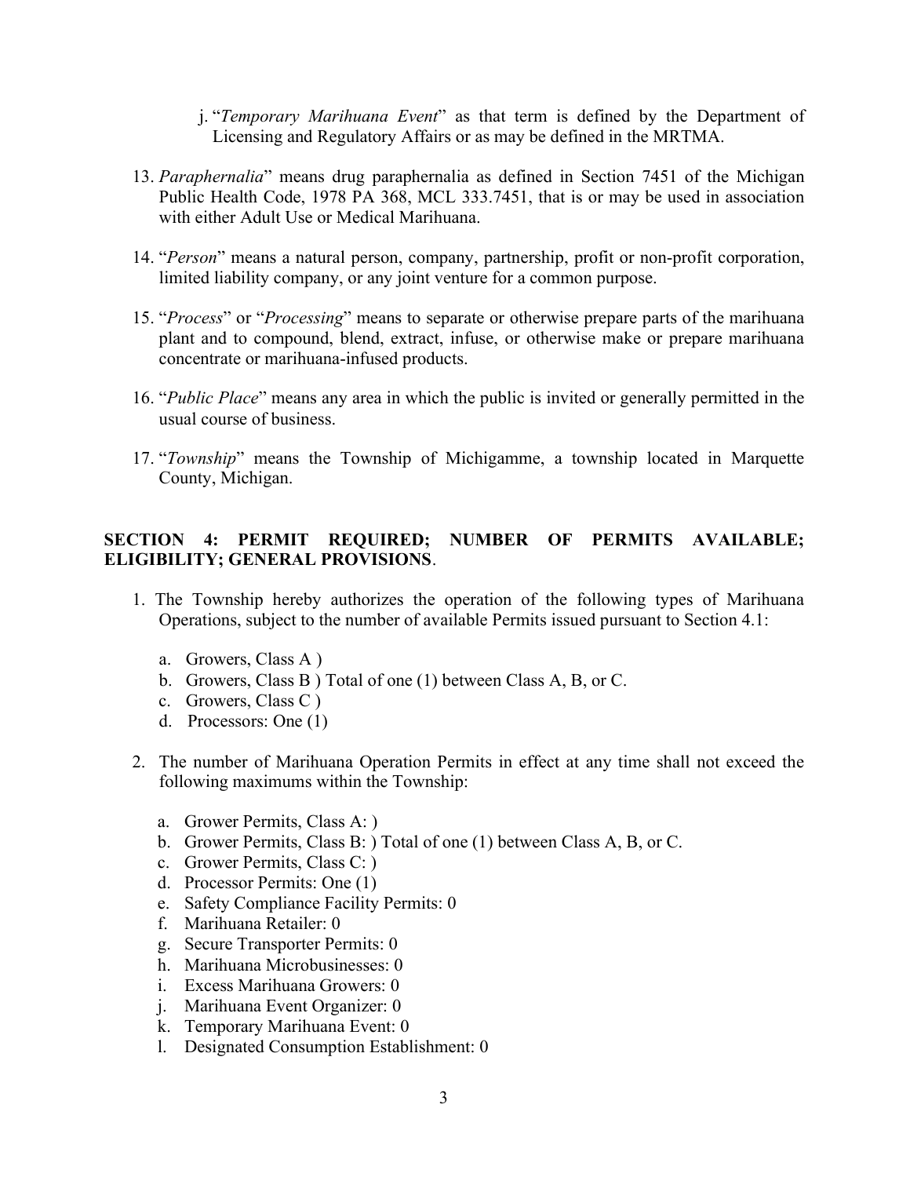j. "*Temporary Marihuana Event*" as that term is defined by the Department of Licensing and Regulatory Affairs or as may be defined in the MRTMA.

13. *Paraphernalia*" means drug paraphernalia as defined in Section 7451 of the Michigan Public Health Code, 1978 PA 368, MCL 333.7451, that is or may be used in association with either Adult Use or Medical Marihuana.

14. "*Person*" means a natural person, company, partnership, profit or non-profit corporation, limited liability company, or any joint venture for a common purpose.

15. "*Process*" or "*Processing*" means to separate or otherwise prepare parts of the marihuana plant and to compound, blend, extract, infuse, or otherwise make or prepare marihuana concentrate or marihuana-infused products.

16. "*Public Place*" means any area in which the public is invited or generally permitted in the usual course of business.

17. "*Township*" means the Township of Michigamme, a township located in Marquette County, Michigan.

**SECTION 4: PERMIT REQUIRED; NUMBER OF PERMITS AVAILABLE; ELIGIBILITY; GENERAL PROVISIONS**.

1. The Township hereby authorizes the operation of the following types of Marihuana Operations, subject to the number of available Permits issued pursuant to Section 4.1:

   a. Growers, Class A )
   b. Growers, Class B ) Total of one (1) between Class A, B, or C.
   c. Growers, Class C )
   d. Processors: One (1)

2. The number of Marihuana Operation Permits in effect at any time shall not exceed the following maximums within the Township:

   a. Grower Permits, Class A: )
   b. Grower Permits, Class B: ) Total of one (1) between Class A, B, or C.
   c. Grower Permits, Class C: )
   d. Processor Permits: One (1)
   e. Safety Compliance Facility Permits: 0
   f. Marihuana Retailer: 0
   g. Secure Transporter Permits: 0
   h. Marihuana Microbusinesses: 0
   i. Excess Marihuana Growers: 0
   j. Marihuana Event Organizer: 0
   k. Temporary Marihuana Event: 0
   l. Designated Consumption Establishment: 0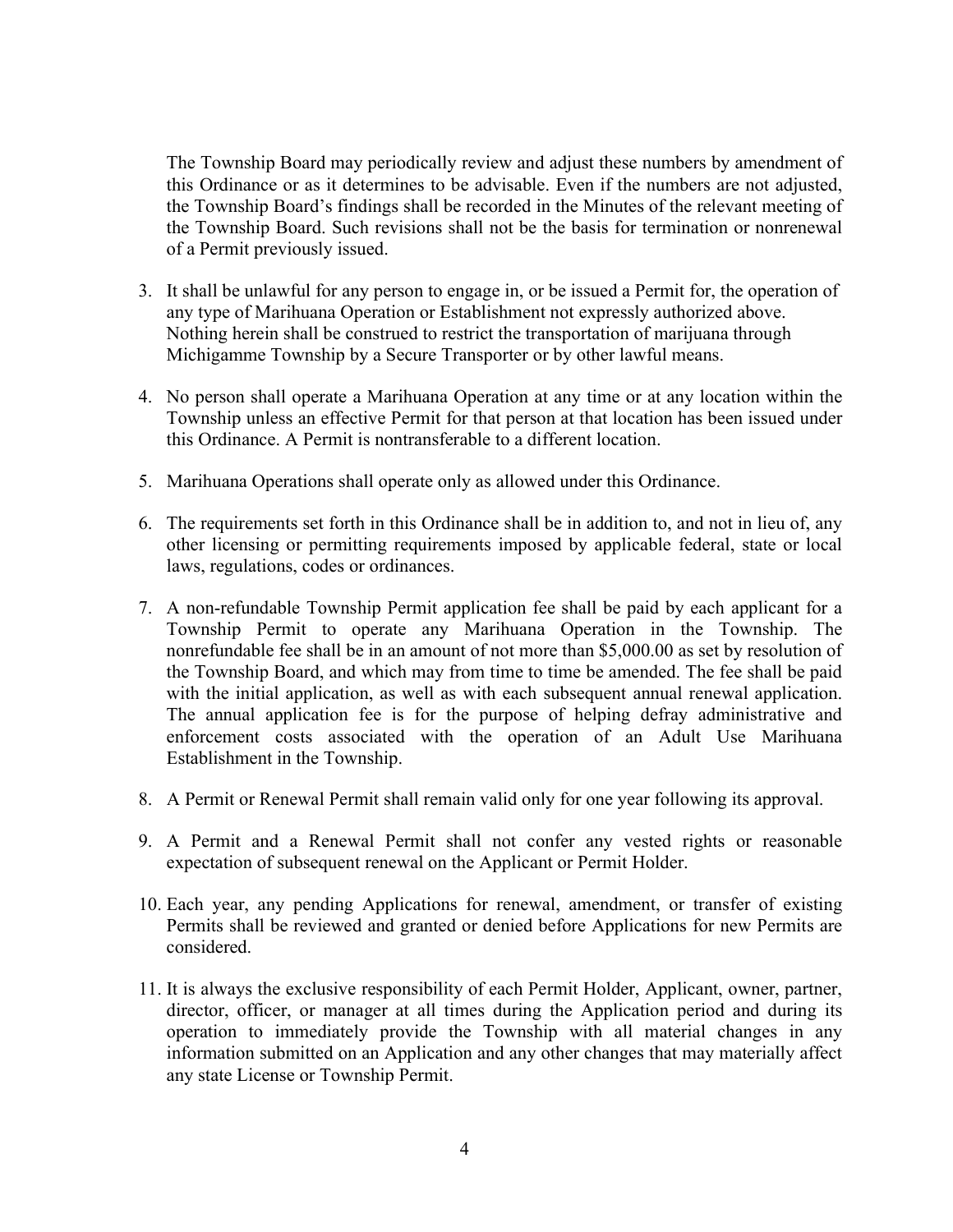The Township Board may periodically review and adjust these numbers by amendment of this Ordinance or as it determines to be advisable. Even if the numbers are not adjusted, the Township Board's findings shall be recorded in the Minutes of the relevant meeting of the Township Board. Such revisions shall not be the basis for termination or nonrenewal of a Permit previously issued.

3. It shall be unlawful for any person to engage in, or be issued a Permit for, the operation of any type of Marihuana Operation or Establishment not expressly authorized above. Nothing herein shall be construed to restrict the transportation of marijuana through Michigamme Township by a Secure Transporter or by other lawful means.

4. No person shall operate a Marihuana Operation at any time or at any location within the Township unless an effective Permit for that person at that location has been issued under this Ordinance. A Permit is nontransferable to a different location.

5. Marihuana Operations shall operate only as allowed under this Ordinance.

6. The requirements set forth in this Ordinance shall be in addition to, and not in lieu of, any other licensing or permitting requirements imposed by applicable federal, state or local laws, regulations, codes or ordinances.

7. A non-refundable Township Permit application fee shall be paid by each applicant for a Township Permit to operate any Marihuana Operation in the Township. The nonrefundable fee shall be in an amount of not more than $5,000.00 as set by resolution of the Township Board, and which may from time to time be amended. The fee shall be paid with the initial application, as well as with each subsequent annual renewal application. The annual application fee is for the purpose of helping defray administrative and enforcement costs associated with the operation of an Adult Use Marihuana Establishment in the Township.

8. A Permit or Renewal Permit shall remain valid only for one year following its approval.

9. A Permit and a Renewal Permit shall not confer any vested rights or reasonable expectation of subsequent renewal on the Applicant or Permit Holder.

10. Each year, any pending Applications for renewal, amendment, or transfer of existing Permits shall be reviewed and granted or denied before Applications for new Permits are considered.

11. It is always the exclusive responsibility of each Permit Holder, Applicant, owner, partner, director, officer, or manager at all times during the Application period and during its operation to immediately provide the Township with all material changes in any information submitted on an Application and any other changes that may materially affect any state License or Township Permit.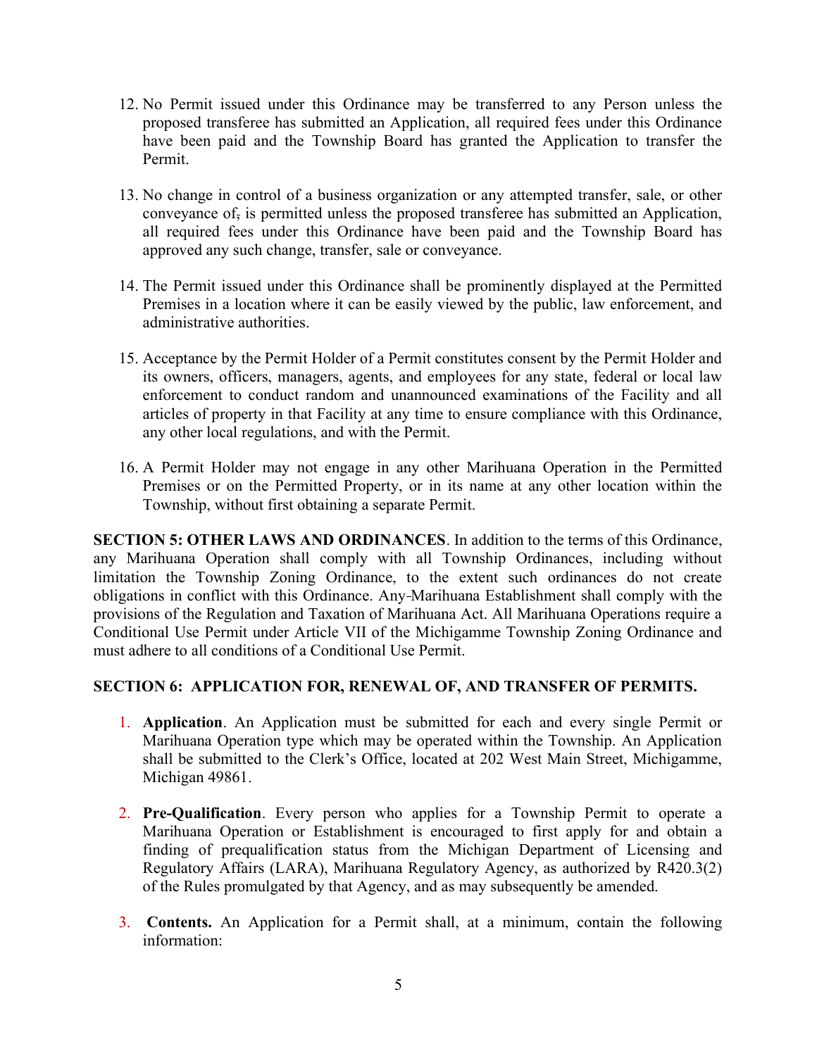12. No Permit issued under this Ordinance may be transferred to any Person unless the proposed transferee has submitted an Application, all required fees under this Ordinance have been paid and the Township Board has granted the Application to transfer the Permit.

13. No change in control of a business organization or any attempted transfer, sale, or other conveyance of, is permitted unless the proposed transferee has submitted an Application, all required fees under this Ordinance have been paid and the Township Board has approved any such change, transfer, sale or conveyance.

14. The Permit issued under this Ordinance shall be prominently displayed at the Permitted Premises in a location where it can be easily viewed by the public, law enforcement, and administrative authorities.

15. Acceptance by the Permit Holder of a Permit constitutes consent by the Permit Holder and its owners, officers, managers, agents, and employees for any state, federal or local law enforcement to conduct random and unannounced examinations of the Facility and all articles of property in that Facility at any time to ensure compliance with this Ordinance, any other local regulations, and with the Permit.

16. A Permit Holder may not engage in any other Marihuana Operation in the Permitted Premises or on the Permitted Property, or in its name at any other location within the Township, without first obtaining a separate Permit.

**SECTION 5: OTHER LAWS AND ORDINANCES**. In addition to the terms of this Ordinance, any Marihuana Operation shall comply with all Township Ordinances, including without limitation the Township Zoning Ordinance, to the extent such ordinances do not create obligations in conflict with this Ordinance. Any Marihuana Establishment shall comply with the provisions of the Regulation and Taxation of Marihuana Act. All Marihuana Operations require a Conditional Use Permit under Article VII of the Michigamme Township Zoning Ordinance and must adhere to all conditions of a Conditional Use Permit.

**SECTION 6: APPLICATION FOR, RENEWAL OF, AND TRANSFER OF PERMITS.**

1. **Application**. An Application must be submitted for each and every single Permit or Marihuana Operation type which may be operated within the Township. An Application shall be submitted to the Clerk's Office, located at 202 West Main Street, Michigamme, Michigan 49861.

2. **Pre-Qualification**. Every person who applies for a Township Permit to operate a Marihuana Operation or Establishment is encouraged to first apply for and obtain a finding of prequalification status from the Michigan Department of Licensing and Regulatory Affairs (LARA), Marihuana Regulatory Agency, as authorized by R420.3(2) of the Rules promulgated by that Agency, and as may subsequently be amended.

3. **Contents.** An Application for a Permit shall, at a minimum, contain the following information: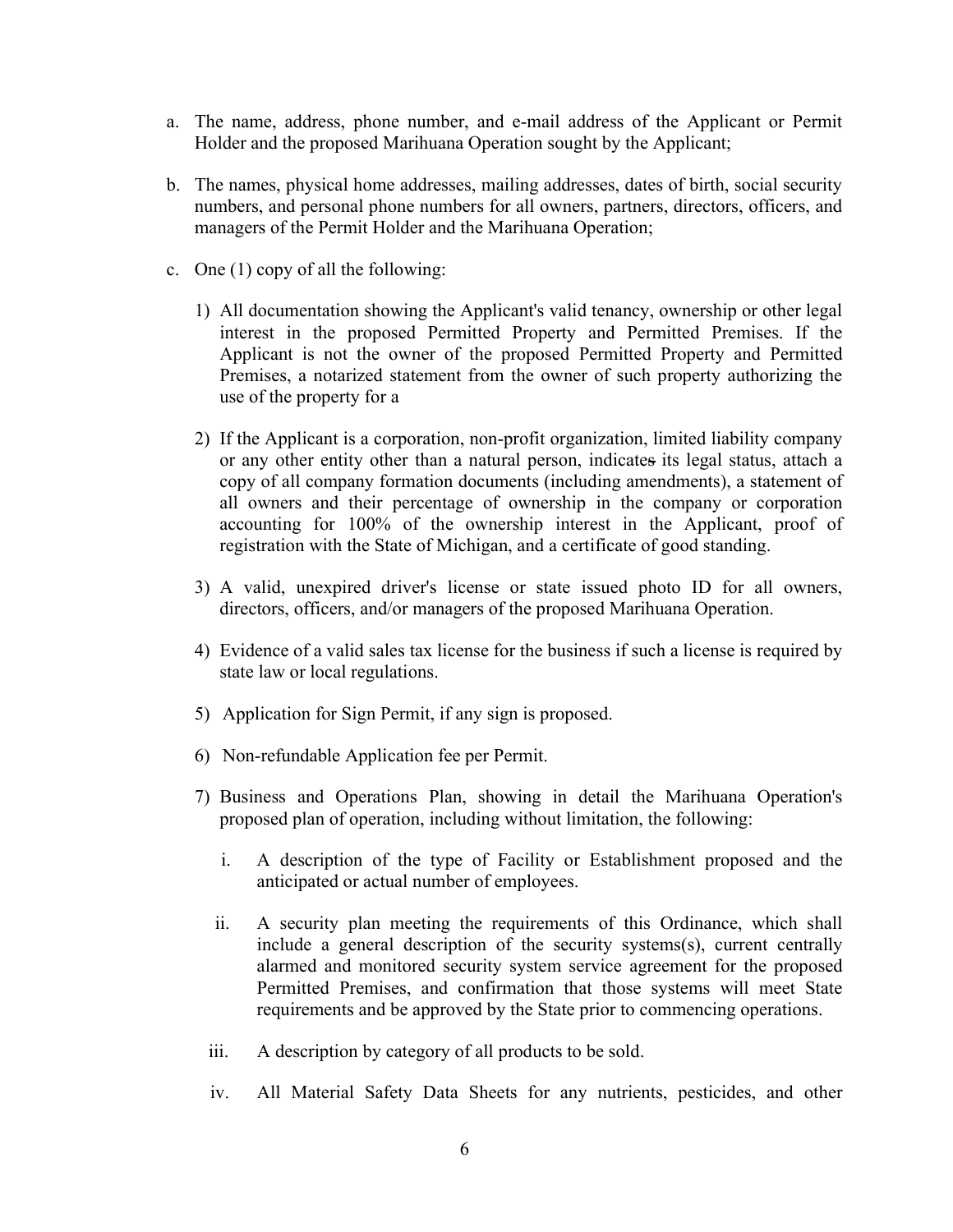a. The name, address, phone number, and e-mail address of the Applicant or Permit Holder and the proposed Marihuana Operation sought by the Applicant;

b. The names, physical home addresses, mailing addresses, dates of birth, social security numbers, and personal phone numbers for all owners, partners, directors, officers, and managers of the Permit Holder and the Marihuana Operation;

c. One (1) copy of all the following:

   1) All documentation showing the Applicant's valid tenancy, ownership or other legal interest in the proposed Permitted Property and Permitted Premises. If the Applicant is not the owner of the proposed Permitted Property and Permitted Premises, a notarized statement from the owner of such property authorizing the use of the property for a

   2) If the Applicant is a corporation, non-profit organization, limited liability company or any other entity other than a natural person, indicates its legal status, attach a copy of all company formation documents (including amendments), a statement of all owners and their percentage of ownership in the company or corporation accounting for 100% of the ownership interest in the Applicant, proof of registration with the State of Michigan, and a certificate of good standing.

   3) A valid, unexpired driver's license or state issued photo ID for all owners, directors, officers, and/or managers of the proposed Marihuana Operation.

   4) Evidence of a valid sales tax license for the business if such a license is required by state law or local regulations.

   5) Application for Sign Permit, if any sign is proposed.

   6) Non-refundable Application fee per Permit.

   7) Business and Operations Plan, showing in detail the Marihuana Operation's proposed plan of operation, including without limitation, the following:

      i. A description of the type of Facility or Establishment proposed and the anticipated or actual number of employees.

      ii. A security plan meeting the requirements of this Ordinance, which shall include a general description of the security systems(s), current centrally alarmed and monitored security system service agreement for the proposed Permitted Premises, and confirmation that those systems will meet State requirements and be approved by the State prior to commencing operations.

      iii. A description by category of all products to be sold.

      iv. All Material Safety Data Sheets for any nutrients, pesticides, and other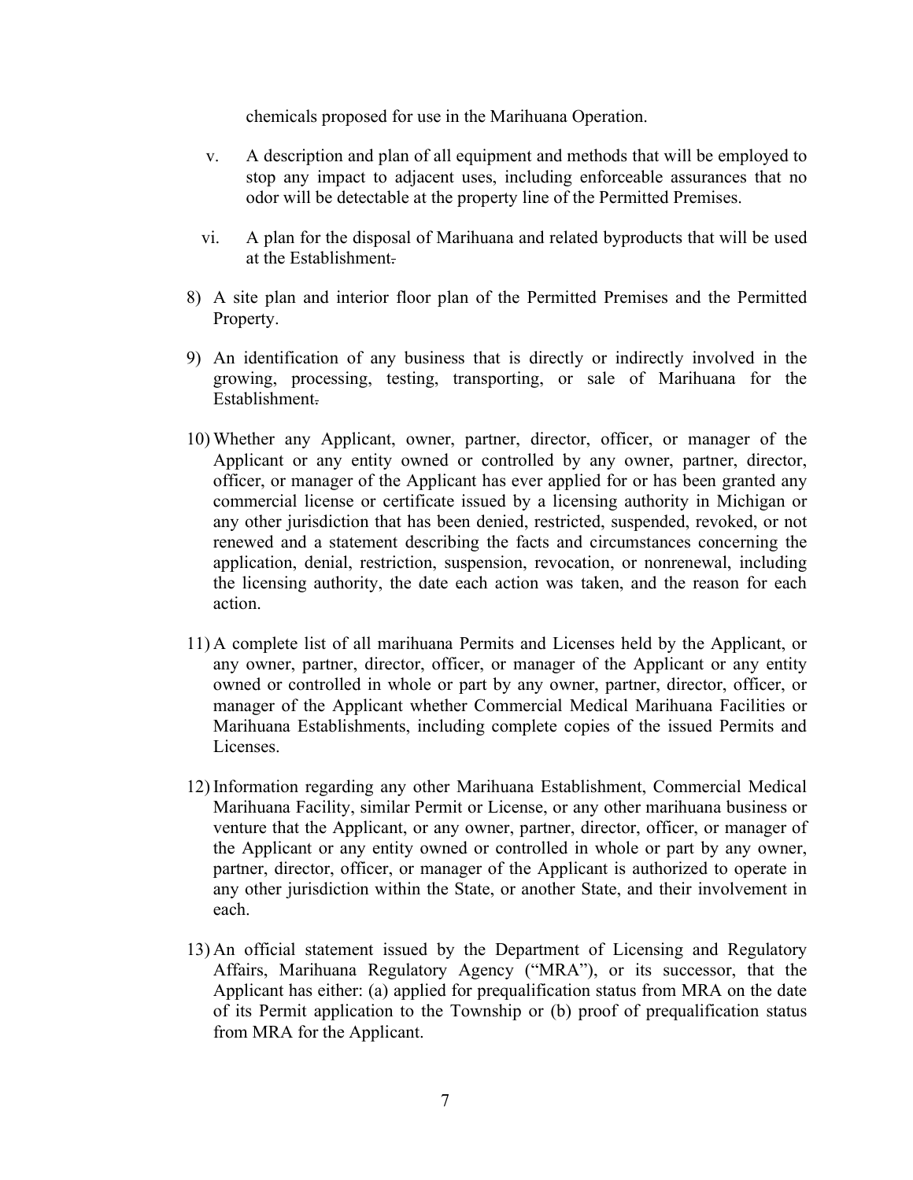chemicals proposed for use in the Marihuana Operation.

v. A description and plan of all equipment and methods that will be employed to stop any impact to adjacent uses, including enforceable assurances that no odor will be detectable at the property line of the Permitted Premises.

vi. A plan for the disposal of Marihuana and related byproducts that will be used at the Establishment.

8) A site plan and interior floor plan of the Permitted Premises and the Permitted Property.

9) An identification of any business that is directly or indirectly involved in the growing, processing, testing, transporting, or sale of Marihuana for the Establishment.

10) Whether any Applicant, owner, partner, director, officer, or manager of the Applicant or any entity owned or controlled by any owner, partner, director, officer, or manager of the Applicant has ever applied for or has been granted any commercial license or certificate issued by a licensing authority in Michigan or any other jurisdiction that has been denied, restricted, suspended, revoked, or not renewed and a statement describing the facts and circumstances concerning the application, denial, restriction, suspension, revocation, or nonrenewal, including the licensing authority, the date each action was taken, and the reason for each action.

11) A complete list of all marihuana Permits and Licenses held by the Applicant, or any owner, partner, director, officer, or manager of the Applicant or any entity owned or controlled in whole or part by any owner, partner, director, officer, or manager of the Applicant whether Commercial Medical Marihuana Facilities or Marihuana Establishments, including complete copies of the issued Permits and Licenses.

12) Information regarding any other Marihuana Establishment, Commercial Medical Marihuana Facility, similar Permit or License, or any other marihuana business or venture that the Applicant, or any owner, partner, director, officer, or manager of the Applicant or any entity owned or controlled in whole or part by any owner, partner, director, officer, or manager of the Applicant is authorized to operate in any other jurisdiction within the State, or another State, and their involvement in each.

13) An official statement issued by the Department of Licensing and Regulatory Affairs, Marihuana Regulatory Agency ("MRA"), or its successor, that the Applicant has either: (a) applied for prequalification status from MRA on the date of its Permit application to the Township or (b) proof of prequalification status from MRA for the Applicant.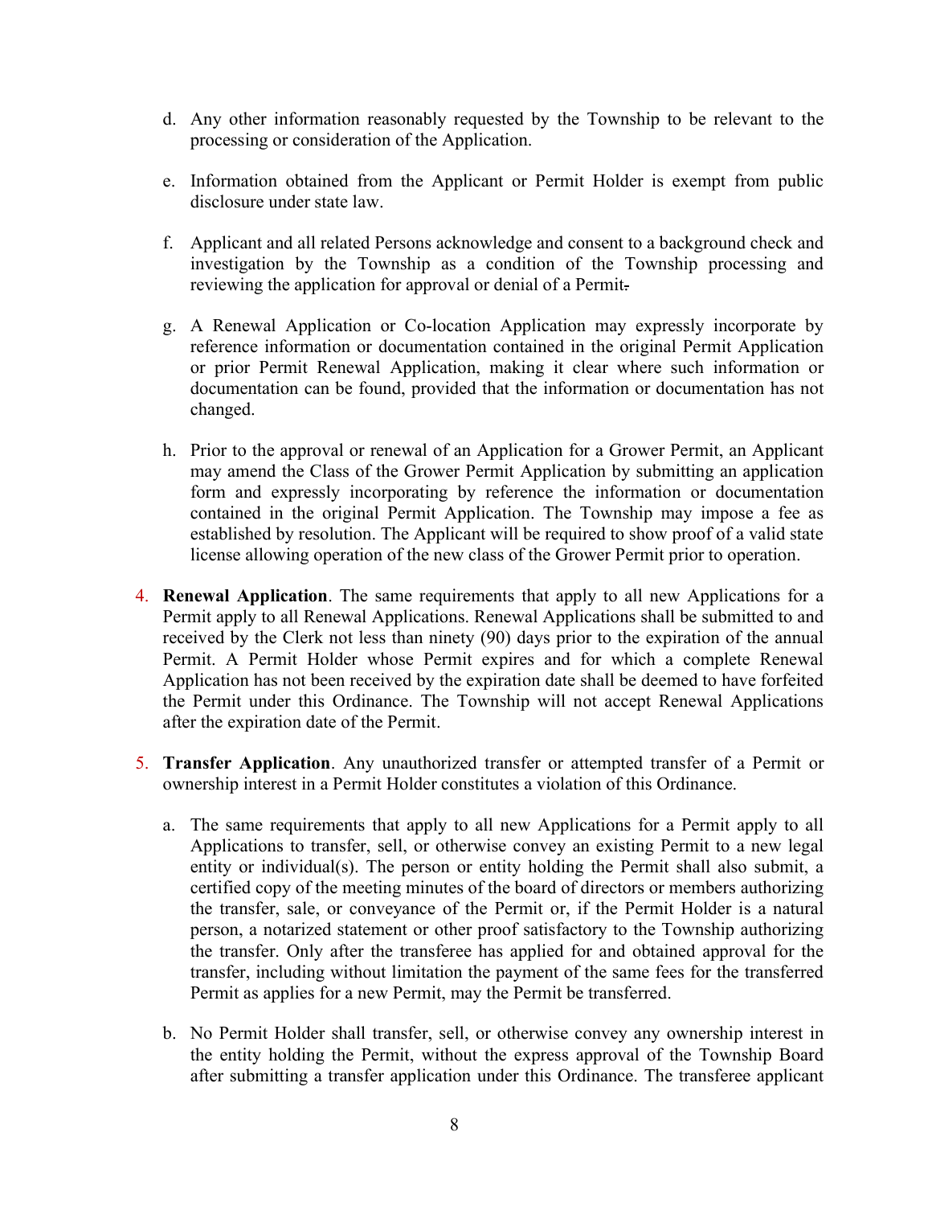d. Any other information reasonably requested by the Township to be relevant to the processing or consideration of the Application.

e. Information obtained from the Applicant or Permit Holder is exempt from public disclosure under state law.

f. Applicant and all related Persons acknowledge and consent to a background check and investigation by the Township as a condition of the Township processing and reviewing the application for approval or denial of a Permit.

g. A Renewal Application or Co-location Application may expressly incorporate by reference information or documentation contained in the original Permit Application or prior Permit Renewal Application, making it clear where such information or documentation can be found, provided that the information or documentation has not changed.

h. Prior to the approval or renewal of an Application for a Grower Permit, an Applicant may amend the Class of the Grower Permit Application by submitting an application form and expressly incorporating by reference the information or documentation contained in the original Permit Application. The Township may impose a fee as established by resolution. The Applicant will be required to show proof of a valid state license allowing operation of the new class of the Grower Permit prior to operation.

4. **Renewal Application**. The same requirements that apply to all new Applications for a Permit apply to all Renewal Applications. Renewal Applications shall be submitted to and received by the Clerk not less than ninety (90) days prior to the expiration of the annual Permit. A Permit Holder whose Permit expires and for which a complete Renewal Application has not been received by the expiration date shall be deemed to have forfeited the Permit under this Ordinance. The Township will not accept Renewal Applications after the expiration date of the Permit.

5. **Transfer Application**. Any unauthorized transfer or attempted transfer of a Permit or ownership interest in a Permit Holder constitutes a violation of this Ordinance.

   a. The same requirements that apply to all new Applications for a Permit apply to all Applications to transfer, sell, or otherwise convey an existing Permit to a new legal entity or individual(s). The person or entity holding the Permit shall also submit, a certified copy of the meeting minutes of the board of directors or members authorizing the transfer, sale, or conveyance of the Permit or, if the Permit Holder is a natural person, a notarized statement or other proof satisfactory to the Township authorizing the transfer. Only after the transferee has applied for and obtained approval for the transfer, including without limitation the payment of the same fees for the transferred Permit as applies for a new Permit, may the Permit be transferred.

   b. No Permit Holder shall transfer, sell, or otherwise convey any ownership interest in the entity holding the Permit, without the express approval of the Township Board after submitting a transfer application under this Ordinance. The transferee applicant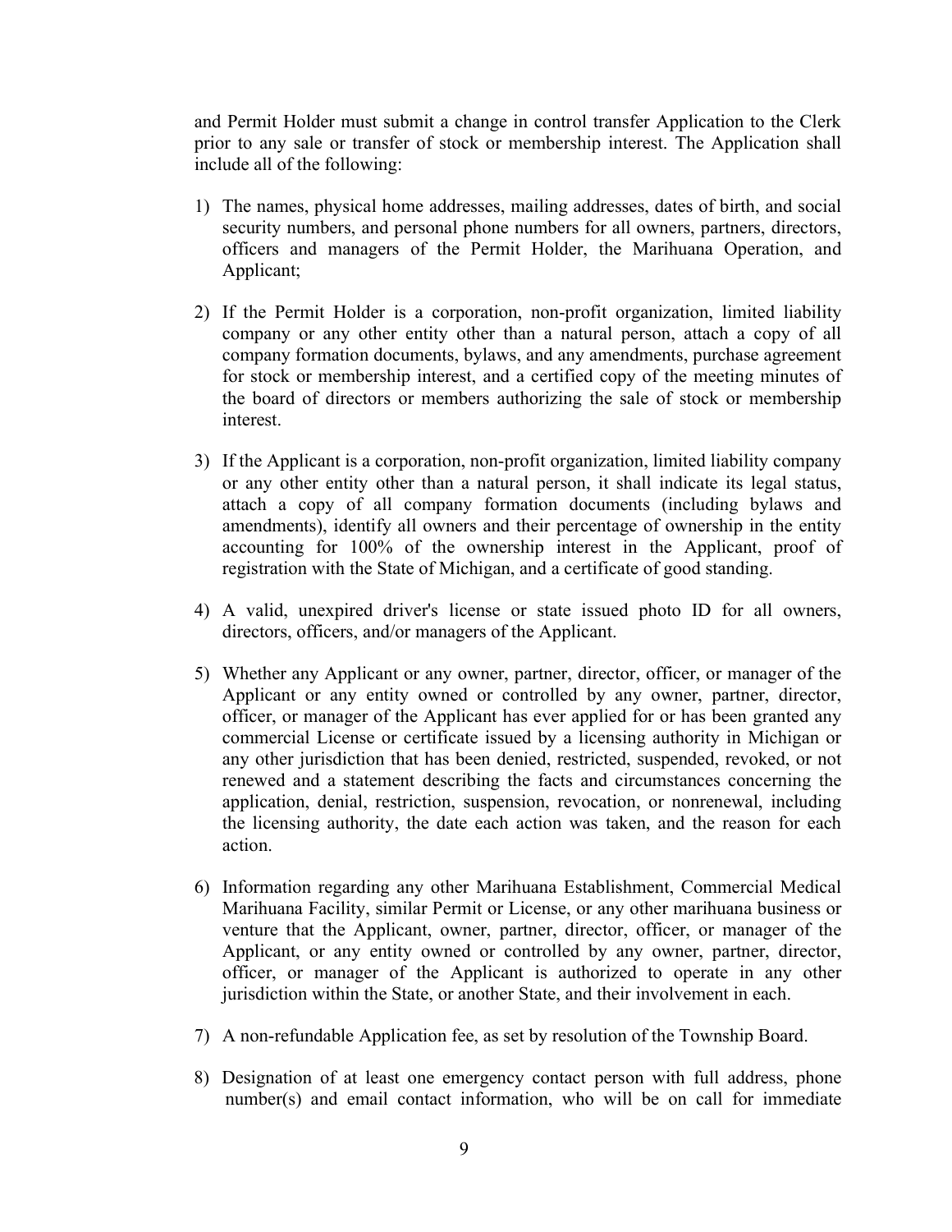and Permit Holder must submit a change in control transfer Application to the Clerk prior to any sale or transfer of stock or membership interest. The Application shall include all of the following:

1) The names, physical home addresses, mailing addresses, dates of birth, and social security numbers, and personal phone numbers for all owners, partners, directors, officers and managers of the Permit Holder, the Marihuana Operation, and Applicant;

2) If the Permit Holder is a corporation, non-profit organization, limited liability company or any other entity other than a natural person, attach a copy of all company formation documents, bylaws, and any amendments, purchase agreement for stock or membership interest, and a certified copy of the meeting minutes of the board of directors or members authorizing the sale of stock or membership interest.

3) If the Applicant is a corporation, non-profit organization, limited liability company or any other entity other than a natural person, it shall indicate its legal status, attach a copy of all company formation documents (including bylaws and amendments), identify all owners and their percentage of ownership in the entity accounting for 100% of the ownership interest in the Applicant, proof of registration with the State of Michigan, and a certificate of good standing.

4) A valid, unexpired driver's license or state issued photo ID for all owners, directors, officers, and/or managers of the Applicant.

5) Whether any Applicant or any owner, partner, director, officer, or manager of the Applicant or any entity owned or controlled by any owner, partner, director, officer, or manager of the Applicant has ever applied for or has been granted any commercial License or certificate issued by a licensing authority in Michigan or any other jurisdiction that has been denied, restricted, suspended, revoked, or not renewed and a statement describing the facts and circumstances concerning the application, denial, restriction, suspension, revocation, or nonrenewal, including the licensing authority, the date each action was taken, and the reason for each action.

6) Information regarding any other Marihuana Establishment, Commercial Medical Marihuana Facility, similar Permit or License, or any other marihuana business or venture that the Applicant, owner, partner, director, officer, or manager of the Applicant, or any entity owned or controlled by any owner, partner, director, officer, or manager of the Applicant is authorized to operate in any other jurisdiction within the State, or another State, and their involvement in each.

7) A non-refundable Application fee, as set by resolution of the Township Board.

8) Designation of at least one emergency contact person with full address, phone number(s) and email contact information, who will be on call for immediate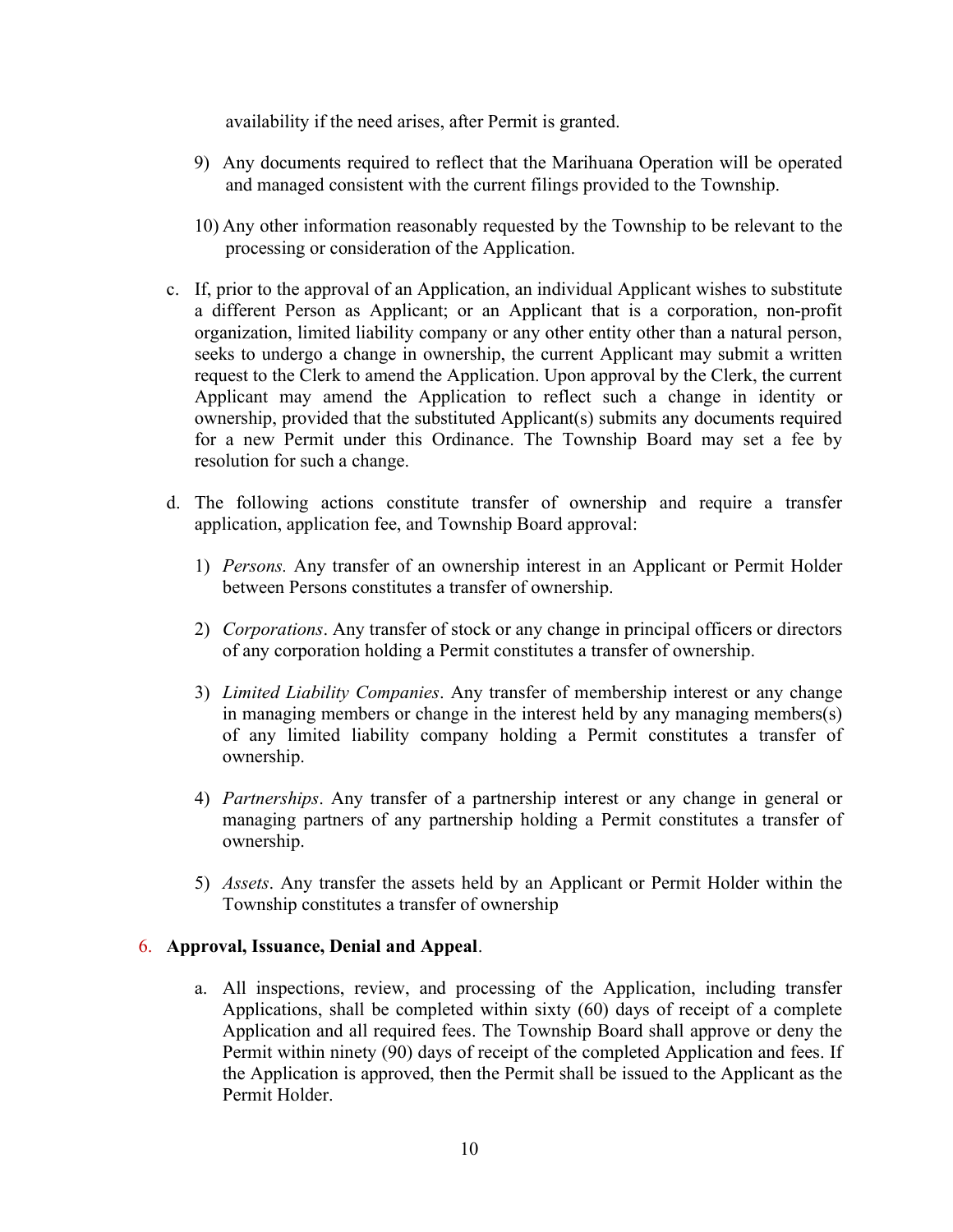availability if the need arises, after Permit is granted.

9) Any documents required to reflect that the Marihuana Operation will be operated and managed consistent with the current filings provided to the Township.

10) Any other information reasonably requested by the Township to be relevant to the processing or consideration of the Application.

c. If, prior to the approval of an Application, an individual Applicant wishes to substitute a different Person as Applicant; or an Applicant that is a corporation, non-profit organization, limited liability company or any other entity other than a natural person, seeks to undergo a change in ownership, the current Applicant may submit a written request to the Clerk to amend the Application. Upon approval by the Clerk, the current Applicant may amend the Application to reflect such a change in identity or ownership, provided that the substituted Applicant(s) submits any documents required for a new Permit under this Ordinance. The Township Board may set a fee by resolution for such a change.

d. The following actions constitute transfer of ownership and require a transfer application, application fee, and Township Board approval:

1) *Persons.* Any transfer of an ownership interest in an Applicant or Permit Holder between Persons constitutes a transfer of ownership.

2) *Corporations*. Any transfer of stock or any change in principal officers or directors of any corporation holding a Permit constitutes a transfer of ownership.

3) *Limited Liability Companies*. Any transfer of membership interest or any change in managing members or change in the interest held by any managing members(s) of any limited liability company holding a Permit constitutes a transfer of ownership.

4) *Partnerships*. Any transfer of a partnership interest or any change in general or managing partners of any partnership holding a Permit constitutes a transfer of ownership.

5) *Assets*. Any transfer the assets held by an Applicant or Permit Holder within the Township constitutes a transfer of ownership

6. **Approval, Issuance, Denial and Appeal**.

a. All inspections, review, and processing of the Application, including transfer Applications, shall be completed within sixty (60) days of receipt of a complete Application and all required fees. The Township Board shall approve or deny the Permit within ninety (90) days of receipt of the completed Application and fees. If the Application is approved, then the Permit shall be issued to the Applicant as the Permit Holder.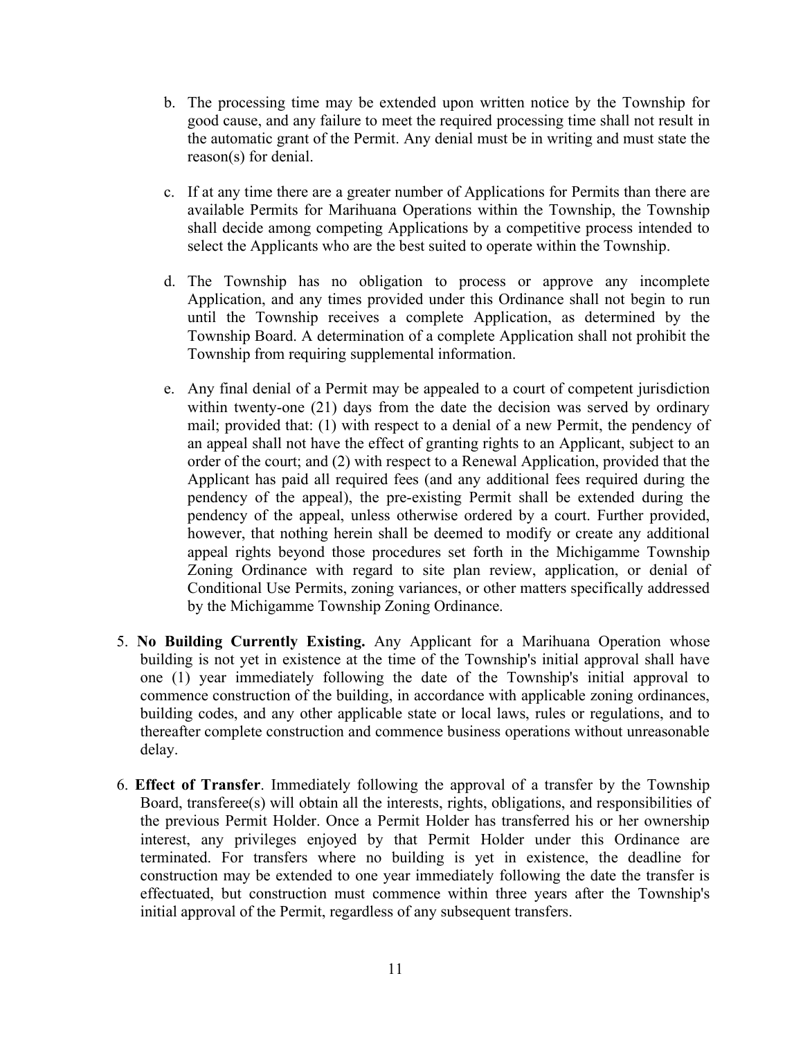b. The processing time may be extended upon written notice by the Township for good cause, and any failure to meet the required processing time shall not result in the automatic grant of the Permit. Any denial must be in writing and must state the reason(s) for denial.

c. If at any time there are a greater number of Applications for Permits than there are available Permits for Marihuana Operations within the Township, the Township shall decide among competing Applications by a competitive process intended to select the Applicants who are the best suited to operate within the Township.

d. The Township has no obligation to process or approve any incomplete Application, and any times provided under this Ordinance shall not begin to run until the Township receives a complete Application, as determined by the Township Board. A determination of a complete Application shall not prohibit the Township from requiring supplemental information.

e. Any final denial of a Permit may be appealed to a court of competent jurisdiction within twenty-one (21) days from the date the decision was served by ordinary mail; provided that: (1) with respect to a denial of a new Permit, the pendency of an appeal shall not have the effect of granting rights to an Applicant, subject to an order of the court; and (2) with respect to a Renewal Application, provided that the Applicant has paid all required fees (and any additional fees required during the pendency of the appeal), the pre-existing Permit shall be extended during the pendency of the appeal, unless otherwise ordered by a court. Further provided, however, that nothing herein shall be deemed to modify or create any additional appeal rights beyond those procedures set forth in the Michigamme Township Zoning Ordinance with regard to site plan review, application, or denial of Conditional Use Permits, zoning variances, or other matters specifically addressed by the Michigamme Township Zoning Ordinance.

5. **No Building Currently Existing.** Any Applicant for a Marihuana Operation whose building is not yet in existence at the time of the Township's initial approval shall have one (1) year immediately following the date of the Township's initial approval to commence construction of the building, in accordance with applicable zoning ordinances, building codes, and any other applicable state or local laws, rules or regulations, and to thereafter complete construction and commence business operations without unreasonable delay.

6. **Effect of Transfer**. Immediately following the approval of a transfer by the Township Board, transferee(s) will obtain all the interests, rights, obligations, and responsibilities of the previous Permit Holder. Once a Permit Holder has transferred his or her ownership interest, any privileges enjoyed by that Permit Holder under this Ordinance are terminated. For transfers where no building is yet in existence, the deadline for construction may be extended to one year immediately following the date the transfer is effectuated, but construction must commence within three years after the Township's initial approval of the Permit, regardless of any subsequent transfers.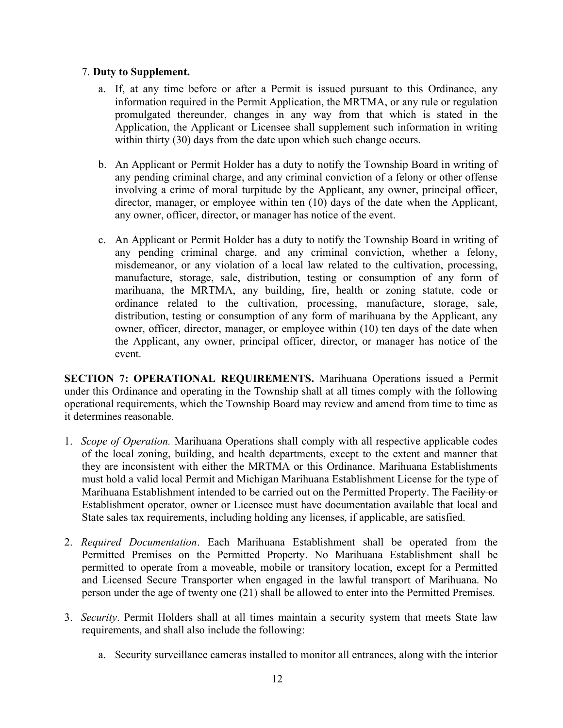7. **Duty to Supplement.**

   a. If, at any time before or after a Permit is issued pursuant to this Ordinance, any information required in the Permit Application, the MRTMA, or any rule or regulation promulgated thereunder, changes in any way from that which is stated in the Application, the Applicant or Licensee shall supplement such information in writing within thirty (30) days from the date upon which such change occurs.

   b. An Applicant or Permit Holder has a duty to notify the Township Board in writing of any pending criminal charge, and any criminal conviction of a felony or other offense involving a crime of moral turpitude by the Applicant, any owner, principal officer, director, manager, or employee within ten (10) days of the date when the Applicant, any owner, officer, director, or manager has notice of the event.

   c. An Applicant or Permit Holder has a duty to notify the Township Board in writing of any pending criminal charge, and any criminal conviction, whether a felony, misdemeanor, or any violation of a local law related to the cultivation, processing, manufacture, storage, sale, distribution, testing or consumption of any form of marihuana, the MRTMA, any building, fire, health or zoning statute, code or ordinance related to the cultivation, processing, manufacture, storage, sale, distribution, testing or consumption of any form of marihuana by the Applicant, any owner, officer, director, manager, or employee within (10) ten days of the date when the Applicant, any owner, principal officer, director, or manager has notice of the event.

**SECTION 7: OPERATIONAL REQUIREMENTS.** Marihuana Operations issued a Permit under this Ordinance and operating in the Township shall at all times comply with the following operational requirements, which the Township Board may review and amend from time to time as it determines reasonable.

1. *Scope of Operation.* Marihuana Operations shall comply with all respective applicable codes of the local zoning, building, and health departments, except to the extent and manner that they are inconsistent with either the MRTMA or this Ordinance. Marihuana Establishments must hold a valid local Permit and Michigan Marihuana Establishment License for the type of Marihuana Establishment intended to be carried out on the Permitted Property. The ~~Facility or~~ Establishment operator, owner or Licensee must have documentation available that local and State sales tax requirements, including holding any licenses, if applicable, are satisfied.

2. *Required Documentation*. Each Marihuana Establishment shall be operated from the Permitted Premises on the Permitted Property. No Marihuana Establishment shall be permitted to operate from a moveable, mobile or transitory location, except for a Permitted and Licensed Secure Transporter when engaged in the lawful transport of Marihuana. No person under the age of twenty one (21) shall be allowed to enter into the Permitted Premises.

3. *Security*. Permit Holders shall at all times maintain a security system that meets State law requirements, and shall also include the following:

   a. Security surveillance cameras installed to monitor all entrances, along with the interior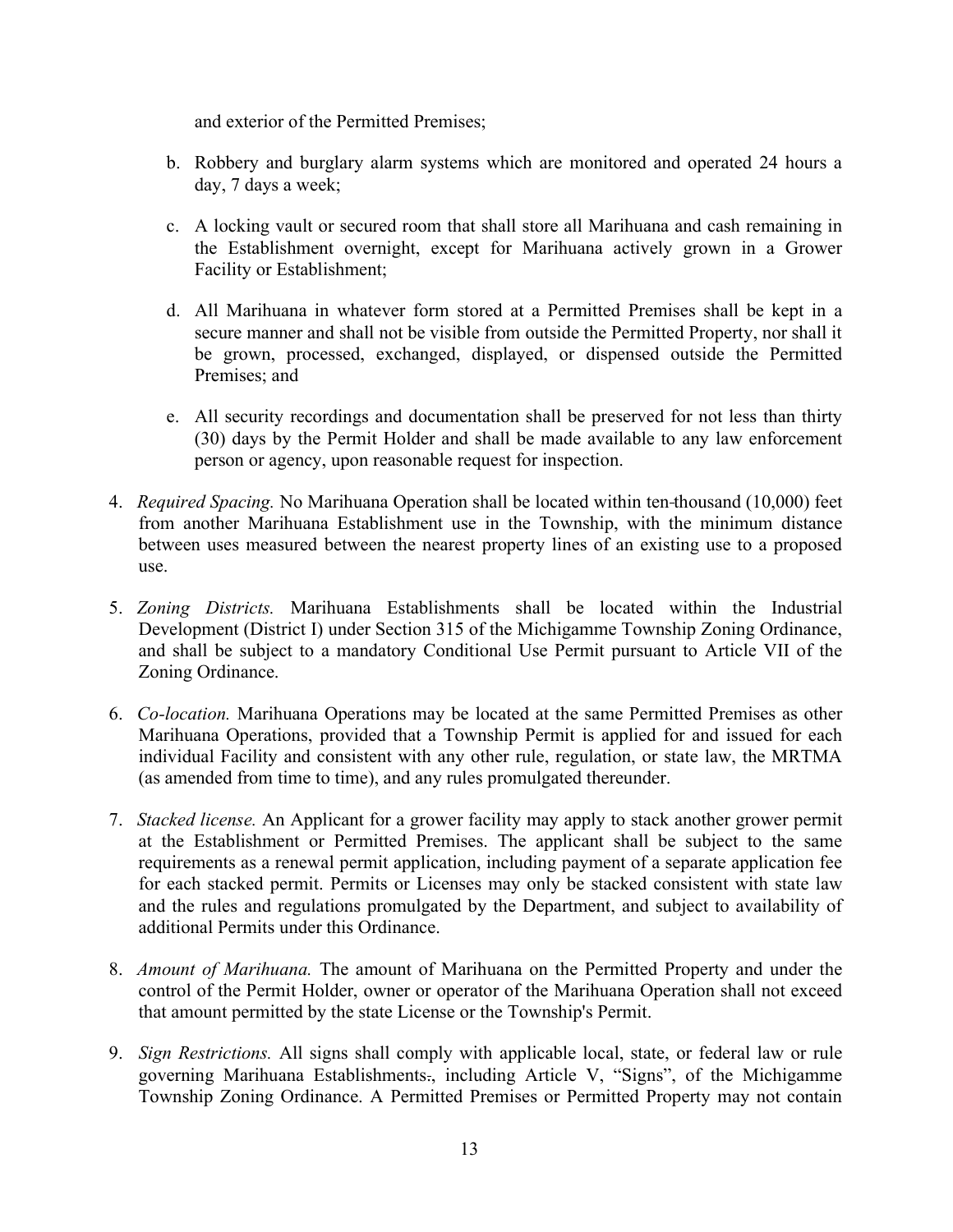and exterior of the Permitted Premises;

b. Robbery and burglary alarm systems which are monitored and operated 24 hours a day, 7 days a week;

c. A locking vault or secured room that shall store all Marihuana and cash remaining in the Establishment overnight, except for Marihuana actively grown in a Grower Facility or Establishment;

d. All Marihuana in whatever form stored at a Permitted Premises shall be kept in a secure manner and shall not be visible from outside the Permitted Property, nor shall it be grown, processed, exchanged, displayed, or dispensed outside the Permitted Premises; and

e. All security recordings and documentation shall be preserved for not less than thirty (30) days by the Permit Holder and shall be made available to any law enforcement person or agency, upon reasonable request for inspection.

4. *Required Spacing.* No Marihuana Operation shall be located within ten-thousand (10,000) feet from another Marihuana Establishment use in the Township, with the minimum distance between uses measured between the nearest property lines of an existing use to a proposed use.

5. *Zoning Districts.* Marihuana Establishments shall be located within the Industrial Development (District I) under Section 315 of the Michigamme Township Zoning Ordinance, and shall be subject to a mandatory Conditional Use Permit pursuant to Article VII of the Zoning Ordinance.

6. *Co-location.* Marihuana Operations may be located at the same Permitted Premises as other Marihuana Operations, provided that a Township Permit is applied for and issued for each individual Facility and consistent with any other rule, regulation, or state law, the MRTMA (as amended from time to time), and any rules promulgated thereunder.

7. *Stacked license.* An Applicant for a grower facility may apply to stack another grower permit at the Establishment or Permitted Premises. The applicant shall be subject to the same requirements as a renewal permit application, including payment of a separate application fee for each stacked permit. Permits or Licenses may only be stacked consistent with state law and the rules and regulations promulgated by the Department, and subject to availability of additional Permits under this Ordinance.

8. *Amount of Marihuana.* The amount of Marihuana on the Permitted Property and under the control of the Permit Holder, owner or operator of the Marihuana Operation shall not exceed that amount permitted by the state License or the Township's Permit.

9. *Sign Restrictions.* All signs shall comply with applicable local, state, or federal law or rule governing Marihuana Establishments., including Article V, "Signs", of the Michigamme Township Zoning Ordinance. A Permitted Premises or Permitted Property may not contain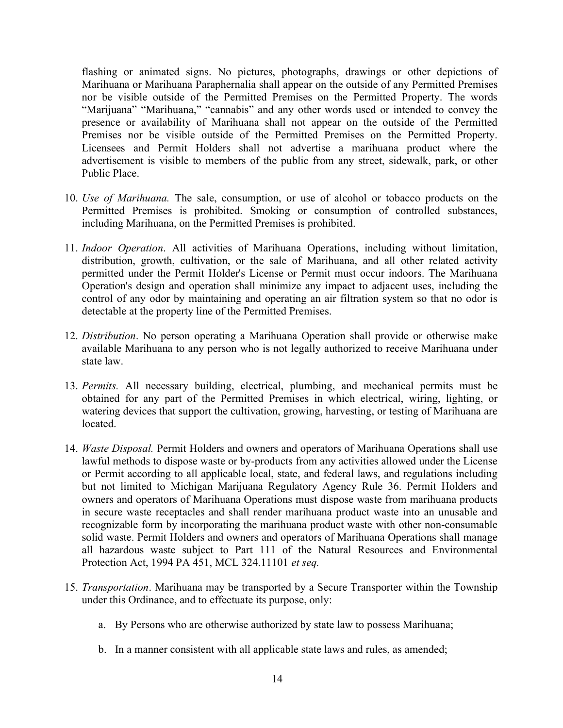flashing or animated signs. No pictures, photographs, drawings or other depictions of Marihuana or Marihuana Paraphernalia shall appear on the outside of any Permitted Premises nor be visible outside of the Permitted Premises on the Permitted Property. The words "Marijuana" "Marihuana," "cannabis" and any other words used or intended to convey the presence or availability of Marihuana shall not appear on the outside of the Permitted Premises nor be visible outside of the Permitted Premises on the Permitted Property. Licensees and Permit Holders shall not advertise a marihuana product where the advertisement is visible to members of the public from any street, sidewalk, park, or other Public Place.

10. *Use of Marihuana.* The sale, consumption, or use of alcohol or tobacco products on the Permitted Premises is prohibited. Smoking or consumption of controlled substances, including Marihuana, on the Permitted Premises is prohibited.

11. *Indoor Operation*. All activities of Marihuana Operations, including without limitation, distribution, growth, cultivation, or the sale of Marihuana, and all other related activity permitted under the Permit Holder's License or Permit must occur indoors. The Marihuana Operation's design and operation shall minimize any impact to adjacent uses, including the control of any odor by maintaining and operating an air filtration system so that no odor is detectable at the property line of the Permitted Premises.

12. *Distribution*. No person operating a Marihuana Operation shall provide or otherwise make available Marihuana to any person who is not legally authorized to receive Marihuana under state law.

13. *Permits.* All necessary building, electrical, plumbing, and mechanical permits must be obtained for any part of the Permitted Premises in which electrical, wiring, lighting, or watering devices that support the cultivation, growing, harvesting, or testing of Marihuana are located.

14. *Waste Disposal.* Permit Holders and owners and operators of Marihuana Operations shall use lawful methods to dispose waste or by-products from any activities allowed under the License or Permit according to all applicable local, state, and federal laws, and regulations including but not limited to Michigan Marijuana Regulatory Agency Rule 36. Permit Holders and owners and operators of Marihuana Operations must dispose waste from marihuana products in secure waste receptacles and shall render marihuana product waste into an unusable and recognizable form by incorporating the marihuana product waste with other non-consumable solid waste. Permit Holders and owners and operators of Marihuana Operations shall manage all hazardous waste subject to Part 111 of the Natural Resources and Environmental Protection Act, 1994 PA 451, MCL 324.11101 *et seq.*

15. *Transportation*. Marihuana may be transported by a Secure Transporter within the Township under this Ordinance, and to effectuate its purpose, only:

    a. By Persons who are otherwise authorized by state law to possess Marihuana;

    b. In a manner consistent with all applicable state laws and rules, as amended;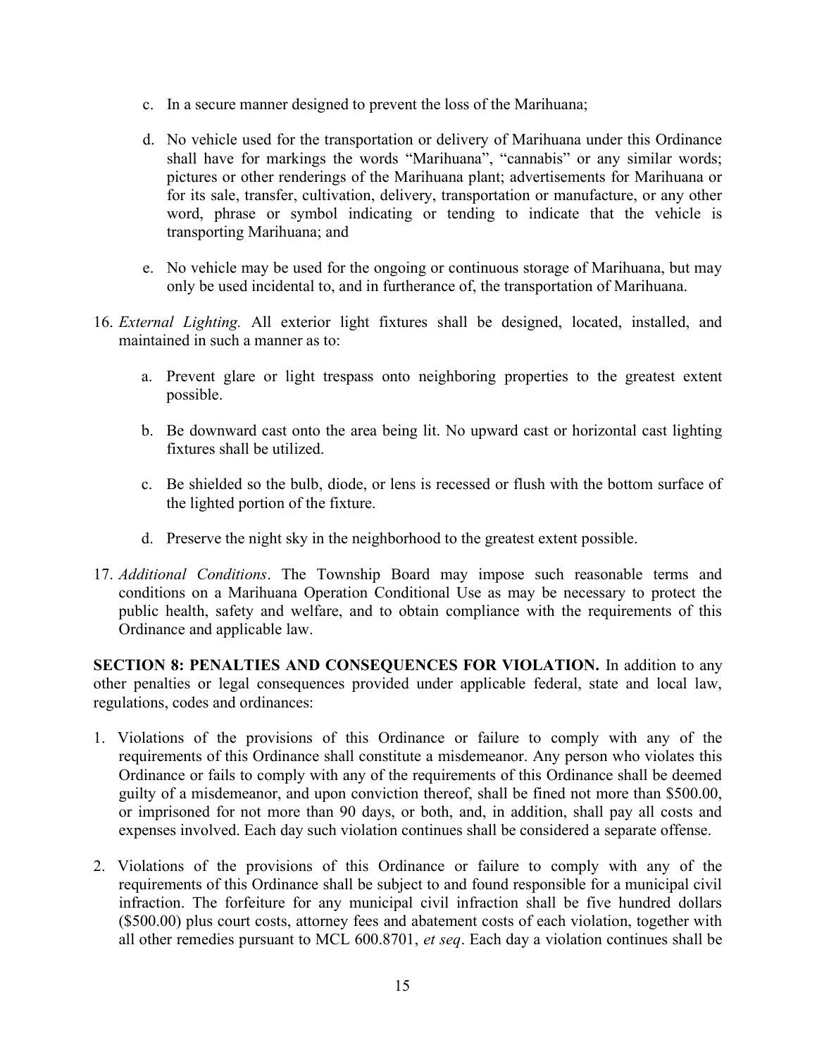c. In a secure manner designed to prevent the loss of the Marihuana;

d. No vehicle used for the transportation or delivery of Marihuana under this Ordinance shall have for markings the words "Marihuana", "cannabis" or any similar words; pictures or other renderings of the Marihuana plant; advertisements for Marihuana or for its sale, transfer, cultivation, delivery, transportation or manufacture, or any other word, phrase or symbol indicating or tending to indicate that the vehicle is transporting Marihuana; and

e. No vehicle may be used for the ongoing or continuous storage of Marihuana, but may only be used incidental to, and in furtherance of, the transportation of Marihuana.

16. *External Lighting.* All exterior light fixtures shall be designed, located, installed, and maintained in such a manner as to:

    a. Prevent glare or light trespass onto neighboring properties to the greatest extent possible.

    b. Be downward cast onto the area being lit. No upward cast or horizontal cast lighting fixtures shall be utilized.

    c. Be shielded so the bulb, diode, or lens is recessed or flush with the bottom surface of the lighted portion of the fixture.

    d. Preserve the night sky in the neighborhood to the greatest extent possible.

17. *Additional Conditions*. The Township Board may impose such reasonable terms and conditions on a Marihuana Operation Conditional Use as may be necessary to protect the public health, safety and welfare, and to obtain compliance with the requirements of this Ordinance and applicable law.

**SECTION 8: PENALTIES AND CONSEQUENCES FOR VIOLATION.** In addition to any other penalties or legal consequences provided under applicable federal, state and local law, regulations, codes and ordinances:

1. Violations of the provisions of this Ordinance or failure to comply with any of the requirements of this Ordinance shall constitute a misdemeanor. Any person who violates this Ordinance or fails to comply with any of the requirements of this Ordinance shall be deemed guilty of a misdemeanor, and upon conviction thereof, shall be fined not more than $500.00, or imprisoned for not more than 90 days, or both, and, in addition, shall pay all costs and expenses involved. Each day such violation continues shall be considered a separate offense.

2. Violations of the provisions of this Ordinance or failure to comply with any of the requirements of this Ordinance shall be subject to and found responsible for a municipal civil infraction. The forfeiture for any municipal civil infraction shall be five hundred dollars ($500.00) plus court costs, attorney fees and abatement costs of each violation, together with all other remedies pursuant to MCL 600.8701, *et seq*. Each day a violation continues shall be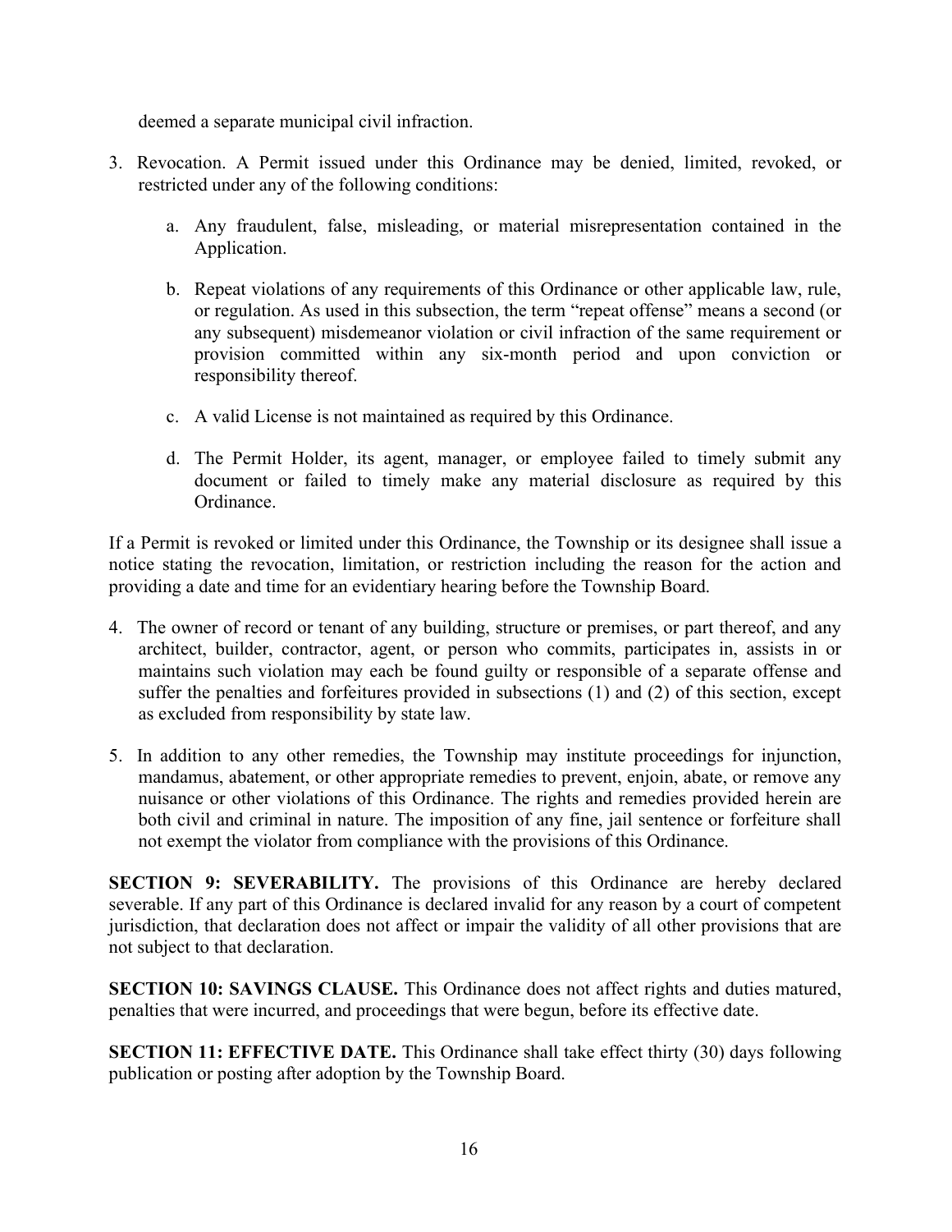deemed a separate municipal civil infraction.

3. Revocation. A Permit issued under this Ordinance may be denied, limited, revoked, or restricted under any of the following conditions:

    a. Any fraudulent, false, misleading, or material misrepresentation contained in the Application.

    b. Repeat violations of any requirements of this Ordinance or other applicable law, rule, or regulation. As used in this subsection, the term "repeat offense" means a second (or any subsequent) misdemeanor violation or civil infraction of the same requirement or provision committed within any six-month period and upon conviction or responsibility thereof.

    c. A valid License is not maintained as required by this Ordinance.

    d. The Permit Holder, its agent, manager, or employee failed to timely submit any document or failed to timely make any material disclosure as required by this Ordinance.

If a Permit is revoked or limited under this Ordinance, the Township or its designee shall issue a notice stating the revocation, limitation, or restriction including the reason for the action and providing a date and time for an evidentiary hearing before the Township Board.

4. The owner of record or tenant of any building, structure or premises, or part thereof, and any architect, builder, contractor, agent, or person who commits, participates in, assists in or maintains such violation may each be found guilty or responsible of a separate offense and suffer the penalties and forfeitures provided in subsections (1) and (2) of this section, except as excluded from responsibility by state law.

5. In addition to any other remedies, the Township may institute proceedings for injunction, mandamus, abatement, or other appropriate remedies to prevent, enjoin, abate, or remove any nuisance or other violations of this Ordinance. The rights and remedies provided herein are both civil and criminal in nature. The imposition of any fine, jail sentence or forfeiture shall not exempt the violator from compliance with the provisions of this Ordinance.

**SECTION 9: SEVERABILITY.** The provisions of this Ordinance are hereby declared severable. If any part of this Ordinance is declared invalid for any reason by a court of competent jurisdiction, that declaration does not affect or impair the validity of all other provisions that are not subject to that declaration.

**SECTION 10: SAVINGS CLAUSE.** This Ordinance does not affect rights and duties matured, penalties that were incurred, and proceedings that were begun, before its effective date.

**SECTION 11: EFFECTIVE DATE.** This Ordinance shall take effect thirty (30) days following publication or posting after adoption by the Township Board.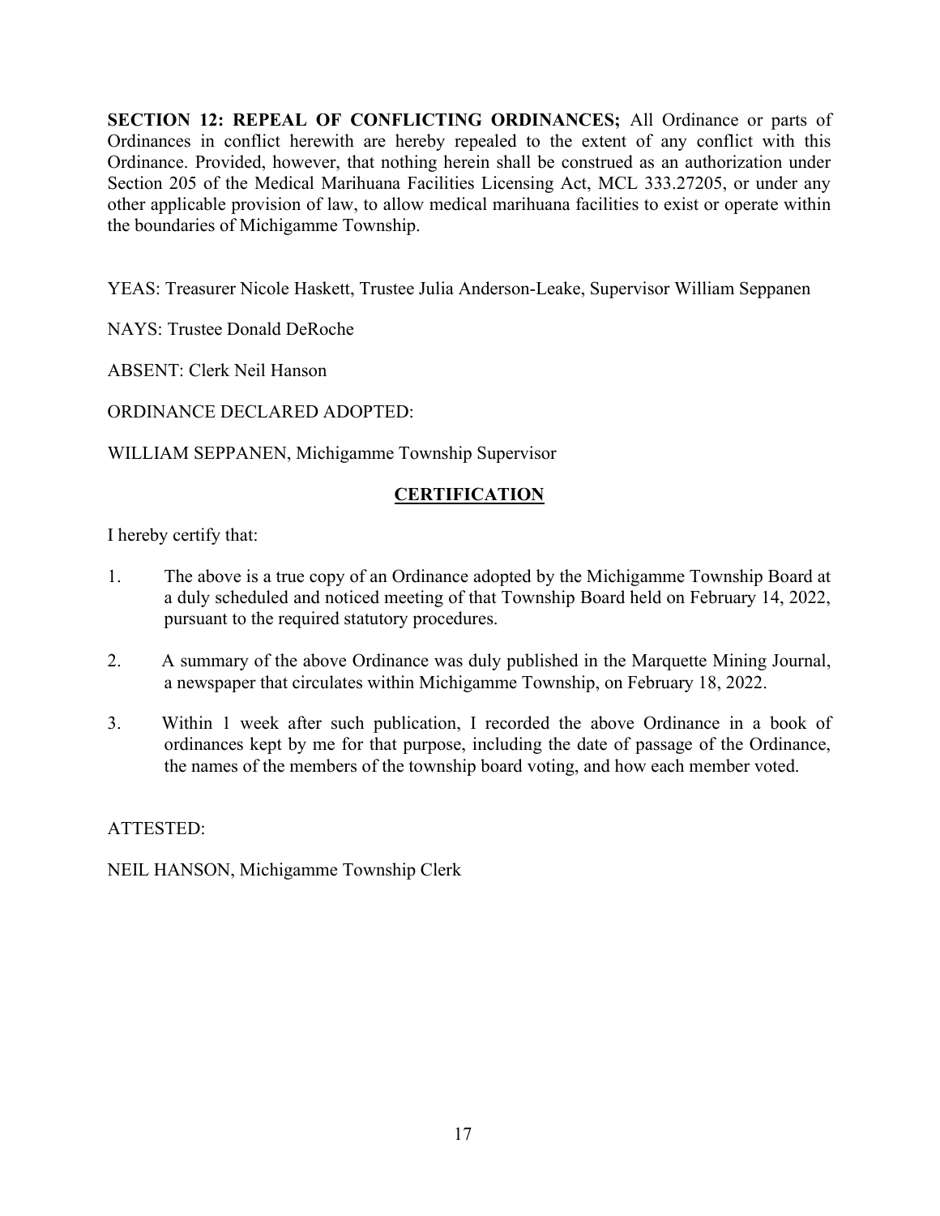**SECTION 12: REPEAL OF CONFLICTING ORDINANCES;** All Ordinance or parts of Ordinances in conflict herewith are hereby repealed to the extent of any conflict with this Ordinance. Provided, however, that nothing herein shall be construed as an authorization under Section 205 of the Medical Marihuana Facilities Licensing Act, MCL 333.27205, or under any other applicable provision of law, to allow medical marihuana facilities to exist or operate within the boundaries of Michigamme Township.

YEAS: Treasurer Nicole Haskett, Trustee Julia Anderson-Leake, Supervisor William Seppanen

NAYS: Trustee Donald DeRoche

ABSENT: Clerk Neil Hanson

ORDINANCE DECLARED ADOPTED:

WILLIAM SEPPANEN, Michigamme Township Supervisor

## CERTIFICATION

I hereby certify that:

1. The above is a true copy of an Ordinance adopted by the Michigamme Township Board at a duly scheduled and noticed meeting of that Township Board held on February 14, 2022, pursuant to the required statutory procedures.

2. A summary of the above Ordinance was duly published in the Marquette Mining Journal, a newspaper that circulates within Michigamme Township, on February 18, 2022.

3. Within 1 week after such publication, I recorded the above Ordinance in a book of ordinances kept by me for that purpose, including the date of passage of the Ordinance, the names of the members of the township board voting, and how each member voted.

ATTESTED:

NEIL HANSON, Michigamme Township Clerk